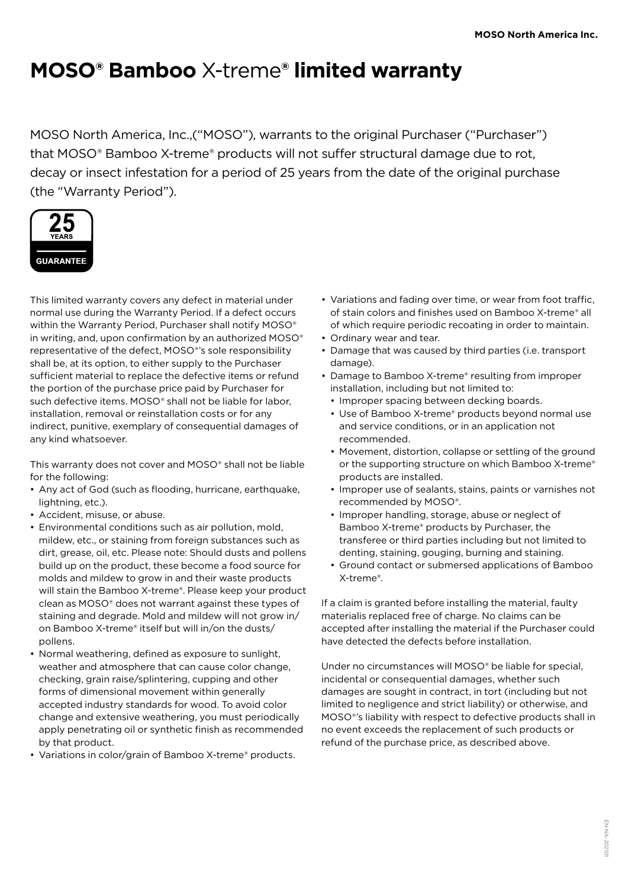# MOSO® Bamboo X-treme® limited warranty

MOSO North America, Inc.,("MOSO"), warrants to the original Purchaser ("Purchaser") that MOSO® Bamboo X-treme® products will not suffer structural damage due to rot, decay or insect infestation for a period of 25 years from the date of the original purchase (the "Warranty Period").

25 YEARS GUARANTEE

This limited warranty covers any defect in material under normal use during the Warranty Period. If a defect occurs within the Warranty Period, Purchaser shall notify MOSO® in writing, and, upon confirmation by an authorized MOSO® representative of the defect, MOSO®'s sole responsibility shall be, at its option, to either supply to the Purchaser sufficient material to replace the defective items or refund the portion of the purchase price paid by Purchaser for such defective items. MOSO® shall not be liable for labor, installation, removal or reinstallation costs or for any indirect, punitive, exemplary of consequential damages of any kind whatsoever.

This warranty does not cover and MOSO® shall not be liable for the following:

- Any act of God (such as flooding, hurricane, earthquake, lightning, etc.).
- Accident, misuse, or abuse.
- Environmental conditions such as air pollution, mold, mildew, etc., or staining from foreign substances such as dirt, grease, oil, etc. Please note: Should dusts and pollens build up on the product, these become a food source for molds and mildew to grow in and their waste products will stain the Bamboo X-treme®. Please keep your product clean as MOSO® does not warrant against these types of staining and degrade. Mold and mildew will not grow in/on Bamboo X-treme® itself but will in/on the dusts/pollens.
- Normal weathering, defined as exposure to sunlight, weather and atmosphere that can cause color change, checking, grain raise/splintering, cupping and other forms of dimensional movement within generally accepted industry standards for wood. To avoid color change and extensive weathering, you must periodically apply penetrating oil or synthetic finish as recommended by that product.
- Variations in color/grain of Bamboo X-treme® products.
- Variations and fading over time, or wear from foot traffic, of stain colors and finishes used on Bamboo X-treme® all of which require periodic recoating in order to maintain.
- Ordinary wear and tear.
- Damage that was caused by third parties (i.e. transport damage).
- Damage to Bamboo X-treme® resulting from improper installation, including but not limited to:
  - Improper spacing between decking boards.
  - Use of Bamboo X-treme® products beyond normal use and service conditions, or in an application not recommended.
  - Movement, distortion, collapse or settling of the ground or the supporting structure on which Bamboo X-treme® products are installed.
  - Improper use of sealants, stains, paints or varnishes not recommended by MOSO®.
  - Improper handling, storage, abuse or neglect of Bamboo X-treme® products by Purchaser, the transferee or third parties including but not limited to denting, staining, gouging, burning and staining.
  - Ground contact or submersed applications of Bamboo X-treme®.

If a claim is granted before installing the material, faulty materialis replaced free of charge. No claims can be accepted after installing the material if the Purchaser could have detected the defects before installation.

Under no circumstances will MOSO® be liable for special, incidental or consequential damages, whether such damages are sought in contract, in tort (including but not limited to negligence and strict liability) or otherwise, and MOSO®'s liability with respect to defective products shall in no event exceeds the replacement of such products or refund of the purchase price, as described above.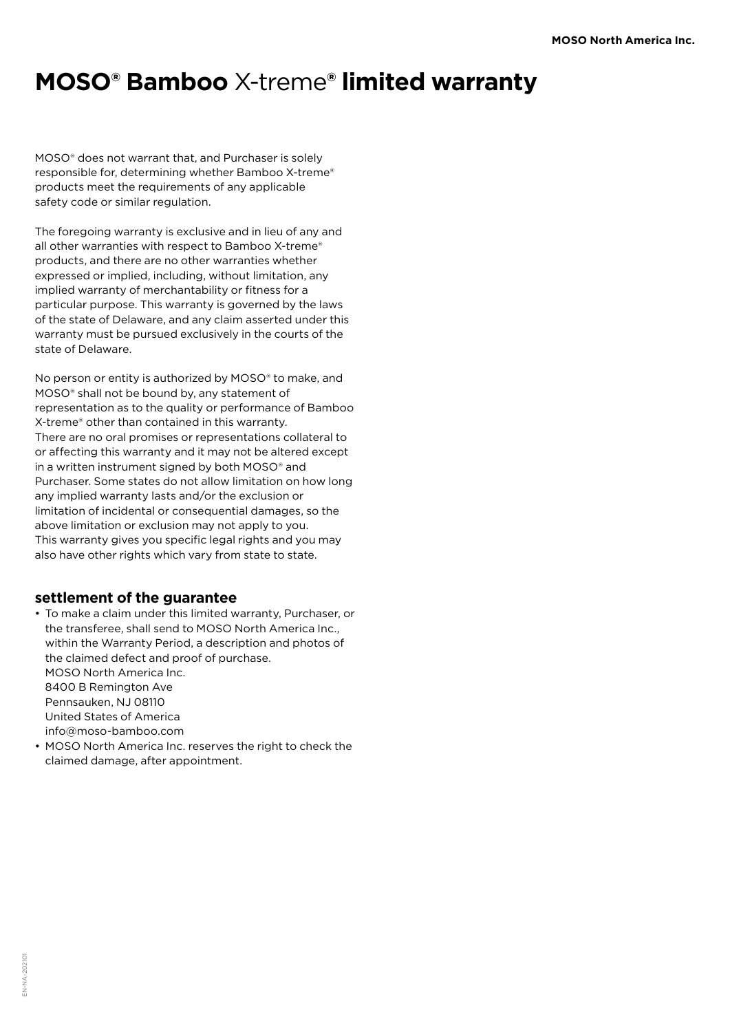# MOSO® Bamboo X-treme® limited warranty

MOSO® does not warrant that, and Purchaser is solely responsible for, determining whether Bamboo X-treme® products meet the requirements of any applicable safety code or similar regulation.

The foregoing warranty is exclusive and in lieu of any and all other warranties with respect to Bamboo X-treme® products, and there are no other warranties whether expressed or implied, including, without limitation, any implied warranty of merchantability or fitness for a particular purpose. This warranty is governed by the laws of the state of Delaware, and any claim asserted under this warranty must be pursued exclusively in the courts of the state of Delaware.

No person or entity is authorized by MOSO® to make, and MOSO® shall not be bound by, any statement of representation as to the quality or performance of Bamboo X-treme® other than contained in this warranty.
There are no oral promises or representations collateral to or affecting this warranty and it may not be altered except in a written instrument signed by both MOSO® and Purchaser. Some states do not allow limitation on how long any implied warranty lasts and/or the exclusion or limitation of incidental or consequential damages, so the above limitation or exclusion may not apply to you.
This warranty gives you specific legal rights and you may also have other rights which vary from state to state.

## settlement of the guarantee

- To make a claim under this limited warranty, Purchaser, or the transferee, shall send to MOSO North America Inc., within the Warranty Period, a description and photos of the claimed defect and proof of purchase.
  MOSO North America Inc.
  8400 B Remington Ave
  Pennsauken, NJ 08110
  United States of America
  info@moso-bamboo.com
- MOSO North America Inc. reserves the right to check the claimed damage, after appointment.

EN-NA-202101